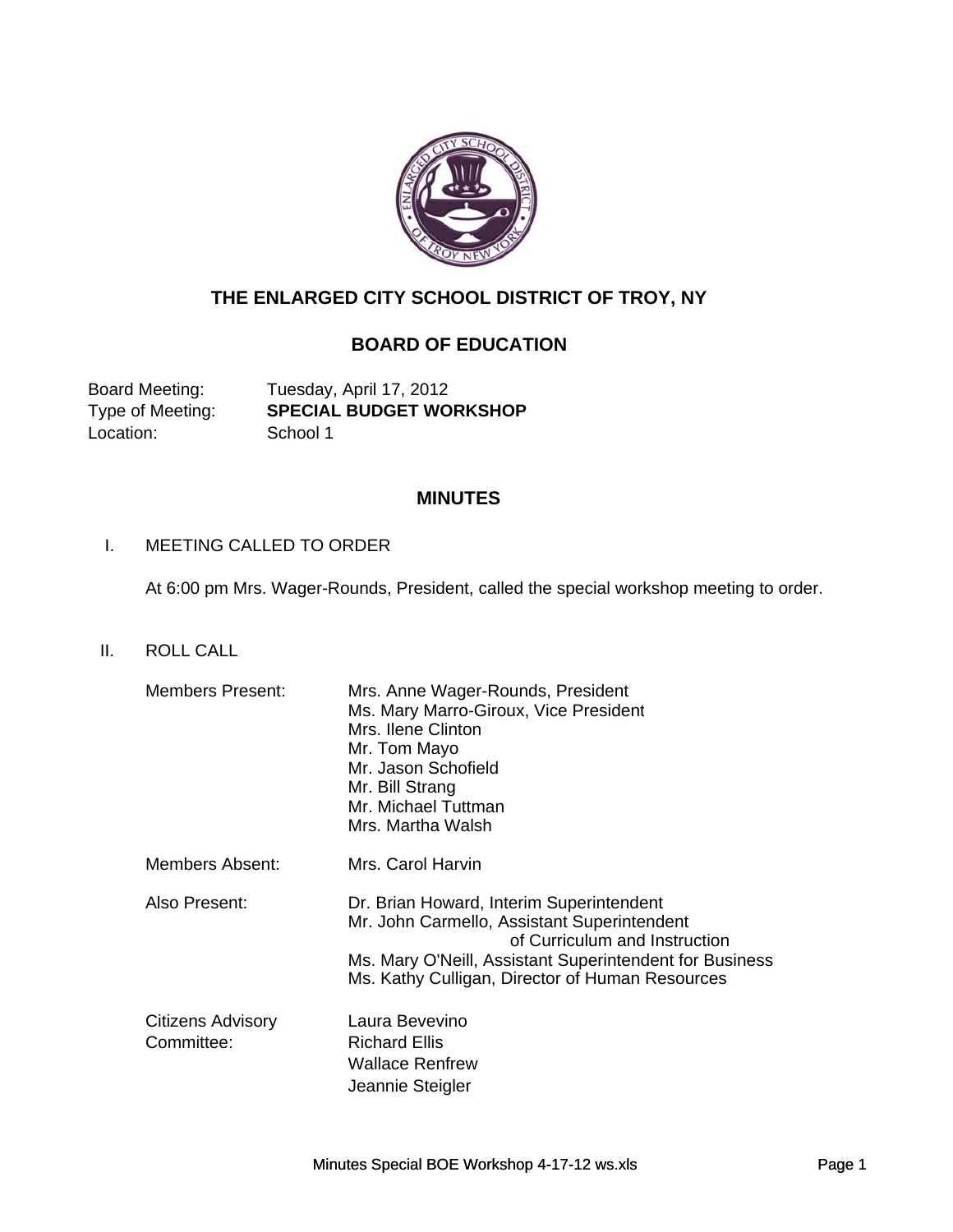# THE ENLARGED CITY SCHOOL DISTRICT OF TROY, NY

## BOARD OF EDUCATION

Board Meeting: Tuesday, April 17, 2012
Type of Meeting: **SPECIAL BUDGET WORKSHOP**
Location: School 1

## MINUTES

I. MEETING CALLED TO ORDER

At 6:00 pm Mrs. Wager-Rounds, President, called the special workshop meeting to order.

II. ROLL CALL

Members Present:
- Mrs. Anne Wager-Rounds, President
- Ms. Mary Marro-Giroux, Vice President
- Mrs. Ilene Clinton
- Mr. Tom Mayo
- Mr. Jason Schofield
- Mr. Bill Strang
- Mr. Michael Tuttman
- Mrs. Martha Walsh

Members Absent:
- Mrs. Carol Harvin

Also Present:
- Dr. Brian Howard, Interim Superintendent
- Mr. John Carmello, Assistant Superintendent of Curriculum and Instruction
- Ms. Mary O'Neill, Assistant Superintendent for Business
- Ms. Kathy Culligan, Director of Human Resources

Citizens Advisory Committee:
- Laura Bevevino
- Richard Ellis
- Wallace Renfrew
- Jeannie Steigler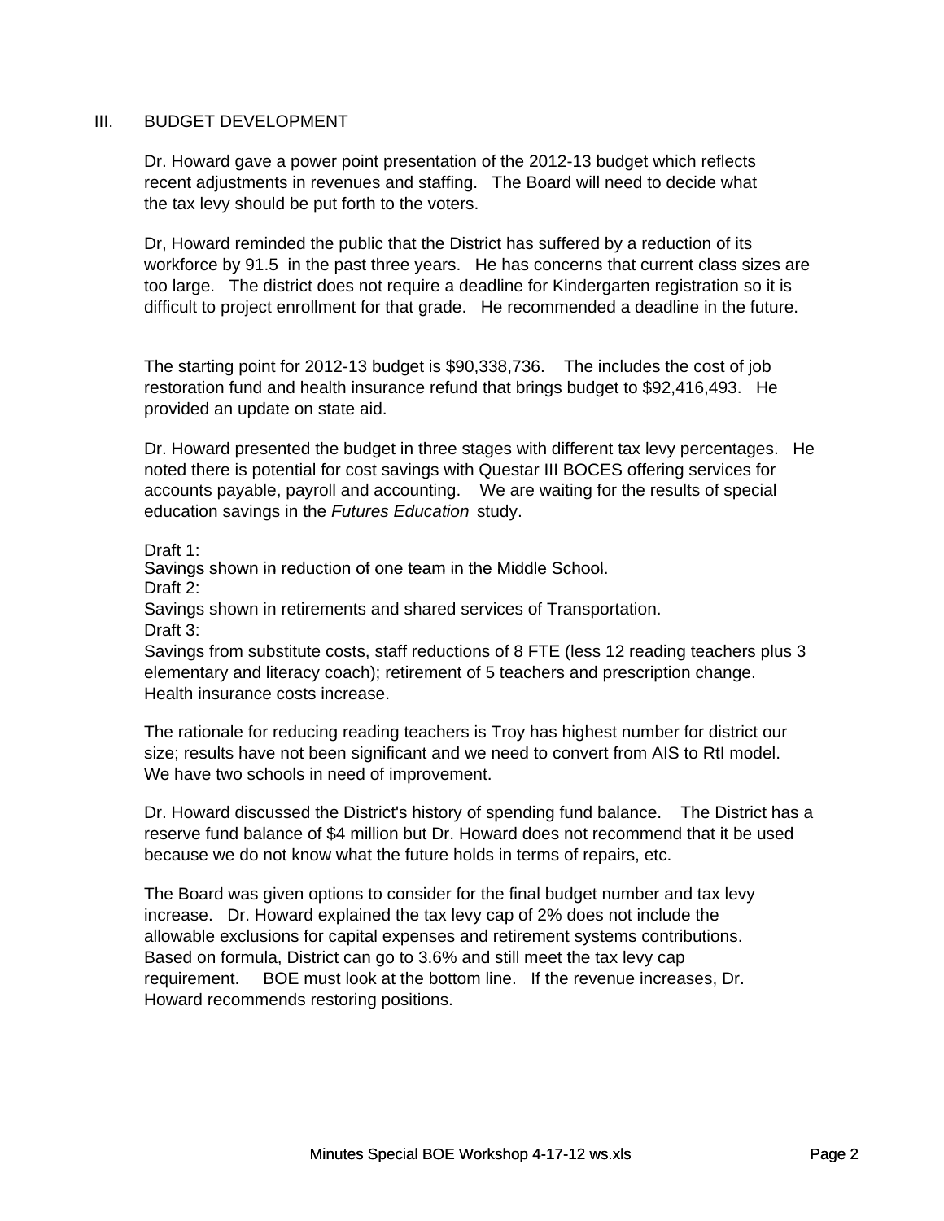## III. BUDGET DEVELOPMENT

Dr. Howard gave a power point presentation of the 2012-13 budget which reflects recent adjustments in revenues and staffing. The Board will need to decide what the tax levy should be put forth to the voters.

Dr, Howard reminded the public that the District has suffered by a reduction of its workforce by 91.5 in the past three years. He has concerns that current class sizes are too large. The district does not require a deadline for Kindergarten registration so it is difficult to project enrollment for that grade. He recommended a deadline in the future.

The starting point for 2012-13 budget is $90,338,736. The includes the cost of job restoration fund and health insurance refund that brings budget to $92,416,493. He provided an update on state aid.

Dr. Howard presented the budget in three stages with different tax levy percentages. He noted there is potential for cost savings with Questar III BOCES offering services for accounts payable, payroll and accounting. We are waiting for the results of special education savings in the *Futures Education* study.

Draft 1:
Savings shown in reduction of one team in the Middle School.
Draft 2:
Savings shown in retirements and shared services of Transportation.
Draft 3:
Savings from substitute costs, staff reductions of 8 FTE (less 12 reading teachers plus 3 elementary and literacy coach); retirement of 5 teachers and prescription change. Health insurance costs increase.

The rationale for reducing reading teachers is Troy has highest number for district our size; results have not been significant and we need to convert from AIS to RtI model. We have two schools in need of improvement.

Dr. Howard discussed the District's history of spending fund balance. The District has a reserve fund balance of $4 million but Dr. Howard does not recommend that it be used because we do not know what the future holds in terms of repairs, etc.

The Board was given options to consider for the final budget number and tax levy increase. Dr. Howard explained the tax levy cap of 2% does not include the allowable exclusions for capital expenses and retirement systems contributions. Based on formula, District can go to 3.6% and still meet the tax levy cap requirement. BOE must look at the bottom line. If the revenue increases, Dr. Howard recommends restoring positions.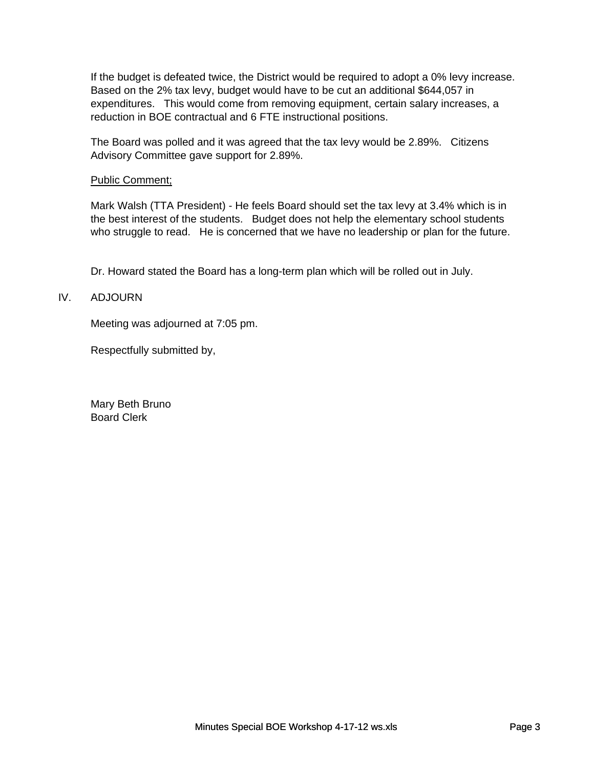If the budget is defeated twice, the District would be required to adopt a 0% levy increase. Based on the 2% tax levy, budget would have to be cut an additional $644,057 in expenditures. This would come from removing equipment, certain salary increases, a reduction in BOE contractual and 6 FTE instructional positions.

The Board was polled and it was agreed that the tax levy would be 2.89%. Citizens Advisory Committee gave support for 2.89%.

Public Comment;

Mark Walsh (TTA President) - He feels Board should set the tax levy at 3.4% which is in the best interest of the students. Budget does not help the elementary school students who struggle to read. He is concerned that we have no leadership or plan for the future.

Dr. Howard stated the Board has a long-term plan which will be rolled out in July.

IV. ADJOURN

Meeting was adjourned at 7:05 pm.

Respectfully submitted by,

Mary Beth Bruno
Board Clerk